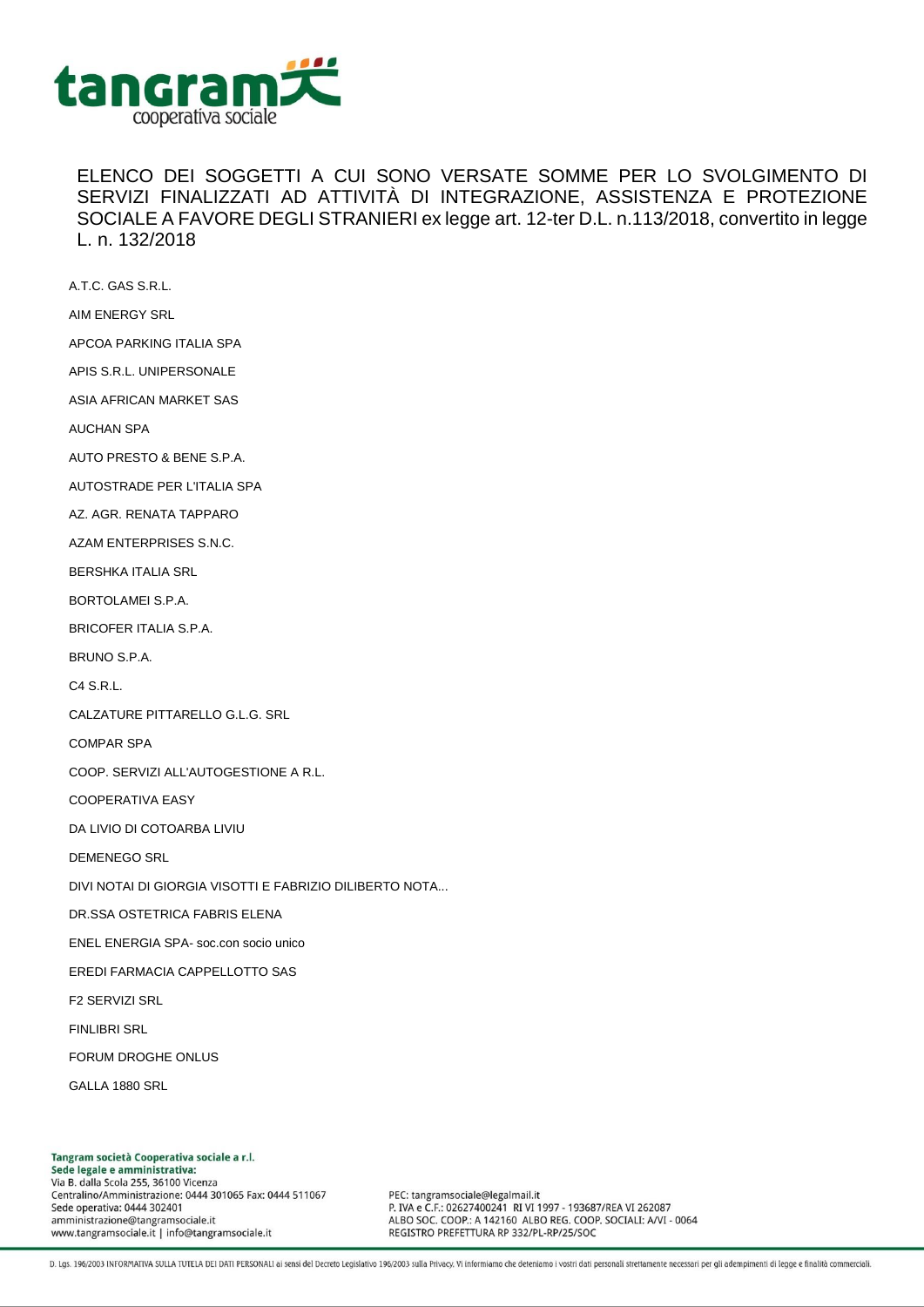ELENCO DEI SOGGETTI A CUI SONO VERSATE SOMME PER LO SVOLGIMENTO DI SERVIZI FINALIZZATI AD ATTIVITÀ DI INTEGRAZIONE, ASSISTENZA E PROTEZIONE SOCIALE A FAVORE DEGLI STRANIERI ex legge art. 12-ter D.L. n.113/2018, convertito in legge L. n. 132/2018

A.T.C. GAS S.R.L.

AIM ENERGY SRL

APCOA PARKING ITALIA SPA

APIS S.R.L. UNIPERSONALE

ASIA AFRICAN MARKET SAS

AUCHAN SPA

AUTO PRESTO & BENE S.P.A.

AUTOSTRADE PER L'ITALIA SPA

AZ. AGR. RENATA TAPPARO

AZAM ENTERPRISES S.N.C.

BERSHKA ITALIA SRL

BORTOLAMEI S.P.A.

BRICOFER ITALIA S.P.A.

BRUNO S.P.A.

C4 S.R.L.

CALZATURE PITTARELLO G.L.G. SRL

COMPAR SPA

COOP. SERVIZI ALL'AUTOGESTIONE A R.L.

COOPERATIVA EASY

DA LIVIO DI COTOARBA LIVIU

DEMENEGO SRL

DIVI NOTAI DI GIORGIA VISOTTI E FABRIZIO DILIBERTO NOTA...

DR.SSA OSTETRICA FABRIS ELENA

ENEL ENERGIA SPA- soc.con socio unico

EREDI FARMACIA CAPPELLOTTO SAS

F2 SERVIZI SRL

FINLIBRI SRL

FORUM DROGHE ONLUS

GALLA 1880 SRL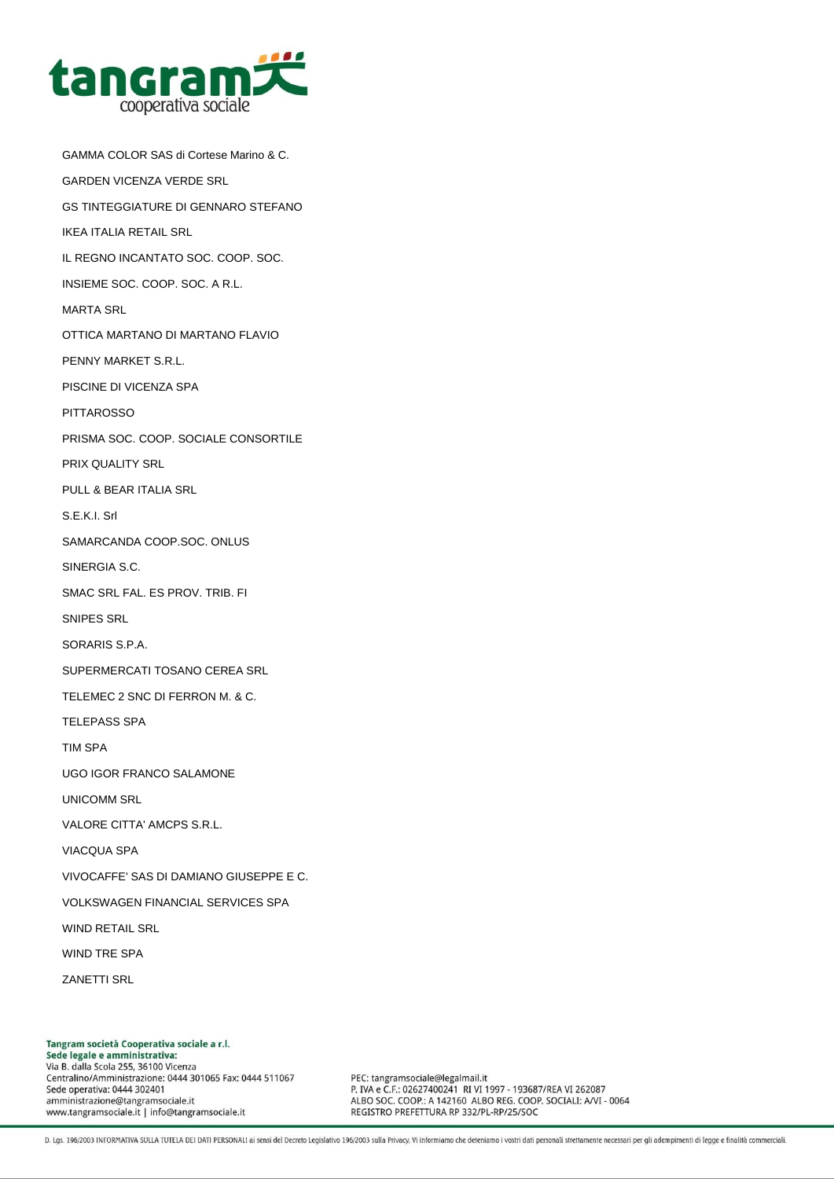GAMMA COLOR SAS di Cortese Marino & C.

GARDEN VICENZA VERDE SRL

GS TINTEGGIATURE DI GENNARO STEFANO

IKEA ITALIA RETAIL SRL

IL REGNO INCANTATO SOC. COOP. SOC.

INSIEME SOC. COOP. SOC. A R.L.

MARTA SRL

OTTICA MARTANO DI MARTANO FLAVIO

PENNY MARKET S.R.L.

PISCINE DI VICENZA SPA

PITTAROSSO

PRISMA SOC. COOP. SOCIALE CONSORTILE

PRIX QUALITY SRL

PULL & BEAR ITALIA SRL

S.E.K.I. Srl

SAMARCANDA COOP.SOC. ONLUS

SINERGIA S.C.

SMAC SRL FAL. ES PROV. TRIB. FI

SNIPES SRL

SORARIS S.P.A.

SUPERMERCATI TOSANO CEREA SRL

TELEMEC 2 SNC DI FERRON M. & C.

TELEPASS SPA

TIM SPA

UGO IGOR FRANCO SALAMONE

UNICOMM SRL

VALORE CITTA' AMCPS S.R.L.

VIACQUA SPA

VIVOCAFFE' SAS DI DAMIANO GIUSEPPE E C.

VOLKSWAGEN FINANCIAL SERVICES SPA

WIND RETAIL SRL

WIND TRE SPA

ZANETTI SRL